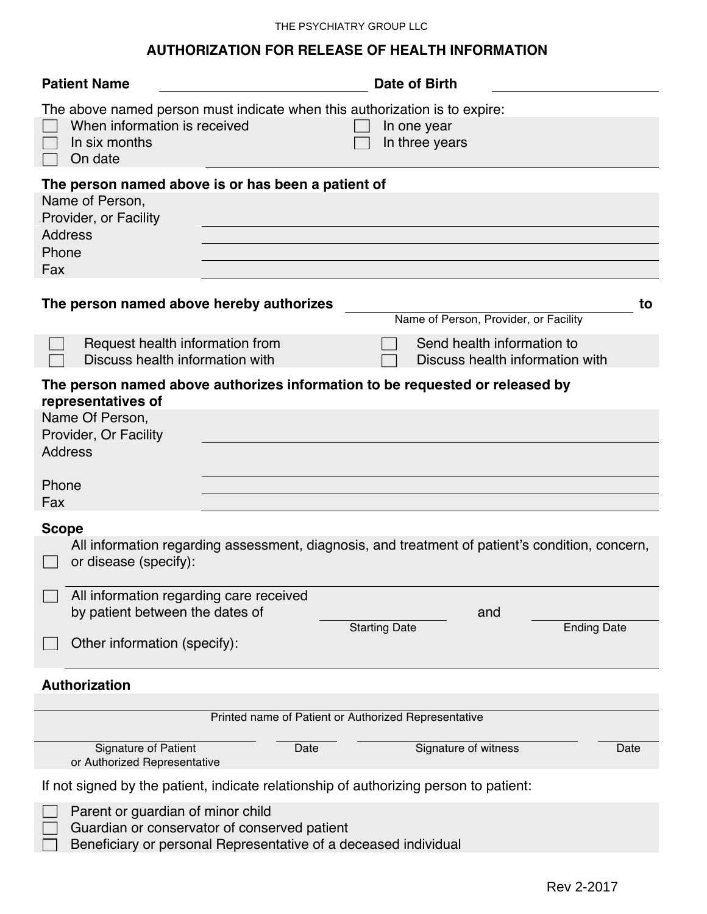THE PSYCHIATRY GROUP LLC

# AUTHORIZATION FOR RELEASE OF HEALTH INFORMATION

**Patient Name** ______________________ **Date of Birth** ______________________

The above named person must indicate when this authorization is to expire:

- ☐ When information is received
- ☐ In one year
- ☐ In six months
- ☐ In three years
- ☐ On date ______________________

**The person named above is or has been a patient of**

Name of Person, Provider, or Facility ______________________

Address ______________________

Phone ______________________

Fax ______________________

**The person named above hereby authorizes** ______________________ **to**

Name of Person, Provider, or Facility

- ☐ Request health information from
- ☐ Send health information to
- ☐ Discuss health information with
- ☐ Discuss health information with

**The person named above authorizes information to be requested or released by representatives of**

Name Of Person, Provider, Or Facility ______________________

Address ______________________

Phone ______________________

Fax ______________________

**Scope**

- ☐ All information regarding assessment, diagnosis, and treatment of patient's condition, concern, or disease (specify): ______________________
- ☐ All information regarding care received by patient between the dates of ______________________ (Starting Date) and ______________________ (Ending Date)
- ☐ Other information (specify): ______________________

**Authorization**

______________________
Printed name of Patient or Authorized Representative

| Signature of Patient or Authorized Representative | Date | Signature of witness | Date |
|---|---|---|---|
| | | | |

If not signed by the patient, indicate relationship of authorizing person to patient:

- ☐ Parent or guardian of minor child
- ☐ Guardian or conservator of conserved patient
- ☐ Beneficiary or personal Representative of a deceased individual

Rev 2-2017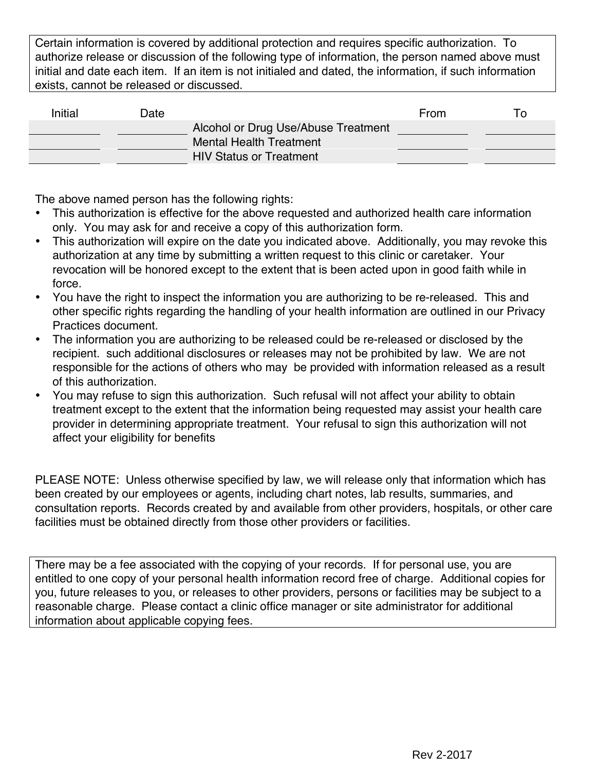Certain information is covered by additional protection and requires specific authorization. To authorize release or discussion of the following type of information, the person named above must initial and date each item. If an item is not initialed and dated, the information, if such information exists, cannot be released or discussed.

| Initial | Date | | From | To |
|---|---|---|---|---|
| | | Alcohol or Drug Use/Abuse Treatment | | |
| | | Mental Health Treatment | | |
| | | HIV Status or Treatment | | |

The above named person has the following rights:

- This authorization is effective for the above requested and authorized health care information only. You may ask for and receive a copy of this authorization form.
- This authorization will expire on the date you indicated above. Additionally, you may revoke this authorization at any time by submitting a written request to this clinic or caretaker. Your revocation will be honored except to the extent that is been acted upon in good faith while in force.
- You have the right to inspect the information you are authorizing to be re-released. This and other specific rights regarding the handling of your health information are outlined in our Privacy Practices document.
- The information you are authorizing to be released could be re-released or disclosed by the recipient. such additional disclosures or releases may not be prohibited by law. We are not responsible for the actions of others who may be provided with information released as a result of this authorization.
- You may refuse to sign this authorization. Such refusal will not affect your ability to obtain treatment except to the extent that the information being requested may assist your health care provider in determining appropriate treatment. Your refusal to sign this authorization will not affect your eligibility for benefits

PLEASE NOTE: Unless otherwise specified by law, we will release only that information which has been created by our employees or agents, including chart notes, lab results, summaries, and consultation reports. Records created by and available from other providers, hospitals, or other care facilities must be obtained directly from those other providers or facilities.

There may be a fee associated with the copying of your records. If for personal use, you are entitled to one copy of your personal health information record free of charge. Additional copies for you, future releases to you, or releases to other providers, persons or facilities may be subject to a reasonable charge. Please contact a clinic office manager or site administrator for additional information about applicable copying fees.

Rev 2-2017